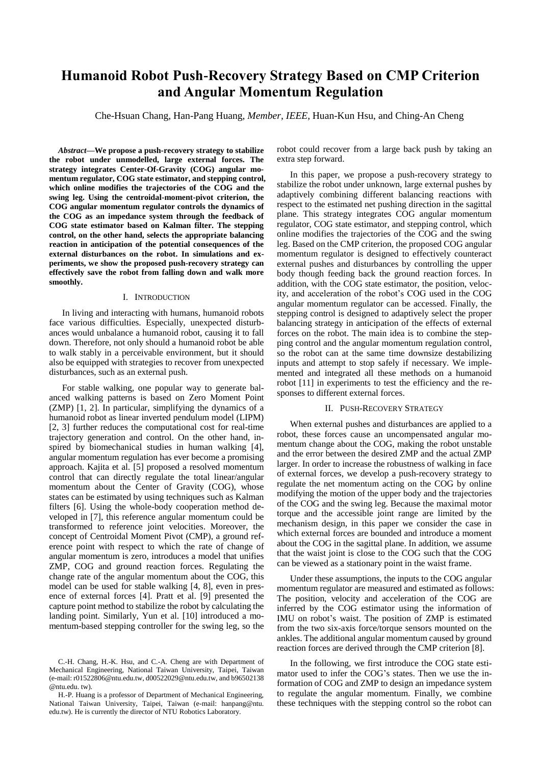# Humanoid Robot Push-Recovery Strategy Based on CMP Criterion and Angular Momentum Regulation

Che-Hsuan Chang, Han-Pang Huang, *Member, IEEE*, Huan-Kun Hsu, and Ching-An Cheng

***Abstract*—We propose a push-recovery strategy to stabilize the robot under unmodelled, large external forces. The strategy integrates Center-Of-Gravity (COG) angular momentum regulator, COG state estimator, and stepping control, which online modifies the trajectories of the COG and the swing leg. Using the centroidal-moment-pivot criterion, the COG angular momentum regulator controls the dynamics of the COG as an impedance system through the feedback of COG state estimator based on Kalman filter. The stepping control, on the other hand, selects the appropriate balancing reaction in anticipation of the potential consequences of the external disturbances on the robot. In simulations and experiments, we show the proposed push-recovery strategy can effectively save the robot from falling down and walk more smoothly.**

## I. Introduction

In living and interacting with humans, humanoid robots face various difficulties. Especially, unexpected disturbances would unbalance a humanoid robot, causing it to fall down. Therefore, not only should a humanoid robot be able to walk stably in a perceivable environment, but it should also be equipped with strategies to recover from unexpected disturbances, such as an external push.

For stable walking, one popular way to generate balanced walking patterns is based on Zero Moment Point (ZMP) [1, 2]. In particular, simplifying the dynamics of a humanoid robot as linear inverted pendulum model (LIPM) [2, 3] further reduces the computational cost for real-time trajectory generation and control. On the other hand, inspired by biomechanical studies in human walking [4], angular momentum regulation has ever become a promising approach. Kajita et al. [5] proposed a resolved momentum control that can directly regulate the total linear/angular momentum about the Center of Gravity (COG), whose states can be estimated by using techniques such as Kalman filters [6]. Using the whole-body cooperation method developed in [7], this reference angular momentum could be transformed to reference joint velocities. Moreover, the concept of Centroidal Moment Pivot (CMP), a ground reference point with respect to which the rate of change of angular momentum is zero, introduces a model that unifies ZMP, COG and ground reaction forces. Regulating the change rate of the angular momentum about the COG, this model can be used for stable walking [4, 8], even in presence of external forces [4]. Pratt et al. [9] presented the capture point method to stabilize the robot by calculating the landing point. Similarly, Yun et al. [10] introduced a momentum-based stepping controller for the swing leg, so the robot could recover from a large back push by taking an extra step forward.

In this paper, we propose a push-recovery strategy to stabilize the robot under unknown, large external pushes by adaptively combining different balancing reactions with respect to the estimated net pushing direction in the sagittal plane. This strategy integrates COG angular momentum regulator, COG state estimator, and stepping control, which online modifies the trajectories of the COG and the swing leg. Based on the CMP criterion, the proposed COG angular momentum regulator is designed to effectively counteract external pushes and disturbances by controlling the upper body though feeding back the ground reaction forces. In addition, with the COG state estimator, the position, velocity, and acceleration of the robot's COG used in the COG angular momentum regulator can be accessed. Finally, the stepping control is designed to adaptively select the proper balancing strategy in anticipation of the effects of external forces on the robot. The main idea is to combine the stepping control and the angular momentum regulation control, so the robot can at the same time downsize destabilizing inputs and attempt to stop safely if necessary. We implemented and integrated all these methods on a humanoid robot [11] in experiments to test the efficiency and the responses to different external forces.

## II. Push-Recovery Strategy

When external pushes and disturbances are applied to a robot, these forces cause an uncompensated angular momentum change about the COG, making the robot unstable and the error between the desired ZMP and the actual ZMP larger. In order to increase the robustness of walking in face of external forces, we develop a push-recovery strategy to regulate the net momentum acting on the COG by online modifying the motion of the upper body and the trajectories of the COG and the swing leg. Because the maximal motor torque and the accessible joint range are limited by the mechanism design, in this paper we consider the case in which external forces are bounded and introduce a moment about the COG in the sagittal plane. In addition, we assume that the waist joint is close to the COG such that the COG can be viewed as a stationary point in the waist frame.

Under these assumptions, the inputs to the COG angular momentum regulator are measured and estimated as follows: The position, velocity and acceleration of the COG are inferred by the COG estimator using the information of IMU on robot's waist. The position of ZMP is estimated from the two six-axis force/torque sensors mounted on the ankles. The additional angular momentum caused by ground reaction forces are derived through the CMP criterion [8].

In the following, we first introduce the COG state estimator used to infer the COG's states. Then we use the information of COG and ZMP to design an impedance system to regulate the angular momentum. Finally, we combine these techniques with the stepping control so the robot can

C.-H. Chang, H.-K. Hsu, and C.-A. Cheng are with Department of Mechanical Engineering, National Taiwan University, Taipei, Taiwan (e-mail: r01522806@ntu.edu.tw, d00522029@ntu.edu.tw, and b96502138 @ntu.edu. tw).

H.-P. Huang is a professor of Department of Mechanical Engineering, National Taiwan University, Taipei, Taiwan (e-mail: hanpang@ntu. edu.tw). He is currently the director of NTU Robotics Laboratory.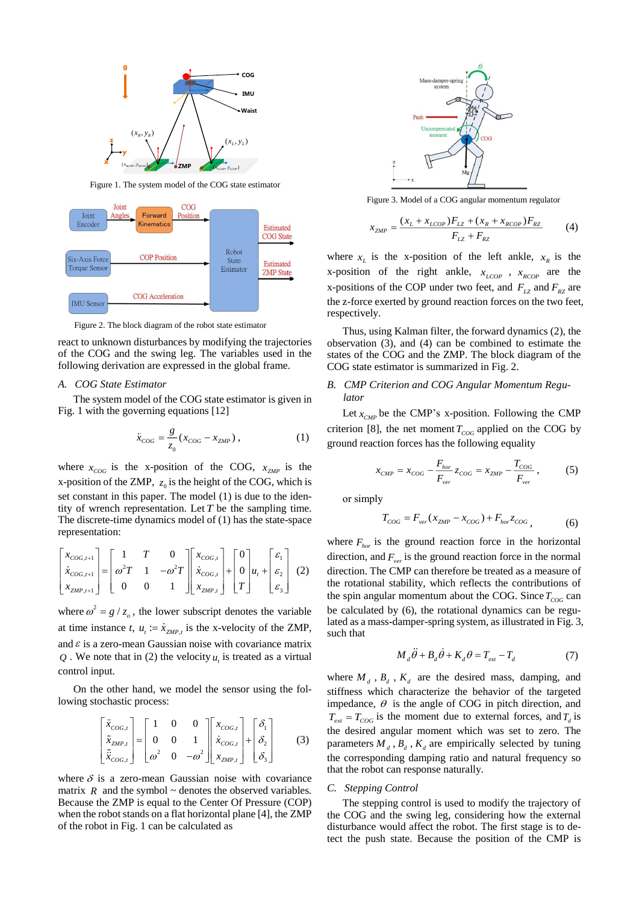Figure 1. The system model of the COG state estimator

Figure 2. The block diagram of the robot state estimator

react to unknown disturbances by modifying the trajectories of the COG and the swing leg. The variables used in the following derivation are expressed in the global frame.

### A. COG State Estimator

The system model of the COG state estimator is given in Fig. 1 with the governing equations [12]

$$\ddot{x}_{COG} = \frac{g}{z_0}(x_{COG} - x_{ZMP}), \tag{1}$$

where $x_{COG}$ is the x-position of the COG, $x_{ZMP}$ is the x-position of the ZMP, $z_0$ is the height of the COG, which is set constant in this paper. The model (1) is due to the identity of wrench representation. Let $T$ be the sampling time. The discrete-time dynamics model of (1) has the state-space representation:

$$\begin{bmatrix} x_{COG,t+1} \\ \dot{x}_{COG,t+1} \\ x_{ZMP,t+1} \end{bmatrix} = \begin{bmatrix} 1 & T & 0 \\ \omega^2 T & 1 & -\omega^2 T \\ 0 & 0 & 1 \end{bmatrix} \begin{bmatrix} x_{COG,t} \\ \dot{x}_{COG,t} \\ x_{ZMP,t} \end{bmatrix} + \begin{bmatrix} 0 \\ 0 \\ T \end{bmatrix} u_t + \begin{bmatrix} \varepsilon_1 \\ \varepsilon_2 \\ \varepsilon_3 \end{bmatrix} \tag{2}$$

where $\omega^2 = g / z_o$, the lower subscript denotes the variable at time instance $t$, $u_t := \dot{x}_{ZMP,t}$ is the x-velocity of the ZMP, and $\varepsilon$ is a zero-mean Gaussian noise with covariance matrix $Q$. We note that in (2) the velocity $u_t$ is treated as a virtual control input.

On the other hand, we model the sensor using the following stochastic process:

$$\begin{bmatrix} \tilde{x}_{COG,t} \\ \tilde{x}_{ZMP,t} \\ \tilde{\ddot{x}}_{COG,t} \end{bmatrix} = \begin{bmatrix} 1 & 0 & 0 \\ 0 & 0 & 1 \\ \omega^2 & 0 & -\omega^2 \end{bmatrix} \begin{bmatrix} x_{COG,t} \\ \dot{x}_{COG,t} \\ x_{ZMP,t} \end{bmatrix} + \begin{bmatrix} \delta_1 \\ \delta_2 \\ \delta_3 \end{bmatrix} \tag{3}$$

where $\delta$ is a zero-mean Gaussian noise with covariance matrix $R$ and the symbol ~ denotes the observed variables. Because the ZMP is equal to the Center Of Pressure (COP) when the robot stands on a flat horizontal plane [4], the ZMP of the robot in Fig. 1 can be calculated as

Figure 3. Model of a COG angular momentum regulator

$$x_{ZMP} = \frac{(x_L + x_{LCOP})F_{LZ} + (x_R + x_{RCOP})F_{RZ}}{F_{LZ} + F_{RZ}} \tag{4}$$

where $x_L$ is the x-position of the left ankle, $x_R$ is the x-position of the right ankle, $x_{LCOP}$, $x_{RCOP}$ are the x-positions of the COP under two feet, and $F_{LZ}$ and $F_{RZ}$ are the z-force exerted by ground reaction forces on the two feet, respectively.

Thus, using Kalman filter, the forward dynamics (2), the observation (3), and (4) can be combined to estimate the states of the COG and the ZMP. The block diagram of the COG state estimator is summarized in Fig. 2.

### B. CMP Criterion and COG Angular Momentum Regulator

Let $x_{CMP}$ be the CMP's x-position. Following the CMP criterion [8], the net moment $T_{COG}$ applied on the COG by ground reaction forces has the following equality

$$x_{CMP} = x_{COG} - \frac{F_{hor}}{F_{ver}} z_{COG} = x_{ZMP} - \frac{T_{COG}}{F_{ver}}, \tag{5}$$

or simply

$$T_{COG} = F_{ver}(x_{ZMP} - x_{COG}) + F_{hor} z_{COG}, \tag{6}$$

where $F_{hor}$ is the ground reaction force in the horizontal direction, and $F_{ver}$ is the ground reaction force in the normal direction. The CMP can therefore be treated as a measure of the rotational stability, which reflects the contributions of the spin angular momentum about the COG. Since $T_{COG}$ can be calculated by (6), the rotational dynamics can be regulated as a mass-damper-spring system, as illustrated in Fig. 3, such that

$$M_d \ddot{\theta} + B_d \dot{\theta} + K_d \theta = T_{ext} - T_d \tag{7}$$

where $M_d$, $B_d$, $K_d$ are the desired mass, damping, and stiffness which characterize the behavior of the targeted impedance, $\theta$ is the angle of COG in pitch direction, and $T_{ext} = T_{COG}$ is the moment due to external forces, and $T_d$ is the desired angular momentum which was set to zero. The parameters $M_d$, $B_d$, $K_d$ are empirically selected by tuning the corresponding damping ratio and natural frequency so that the robot can response naturally.

### C. Stepping Control

The stepping control is used to modify the trajectory of the COG and the swing leg, considering how the external disturbance would affect the robot. The first stage is to detect the push state. Because the position of the CMP is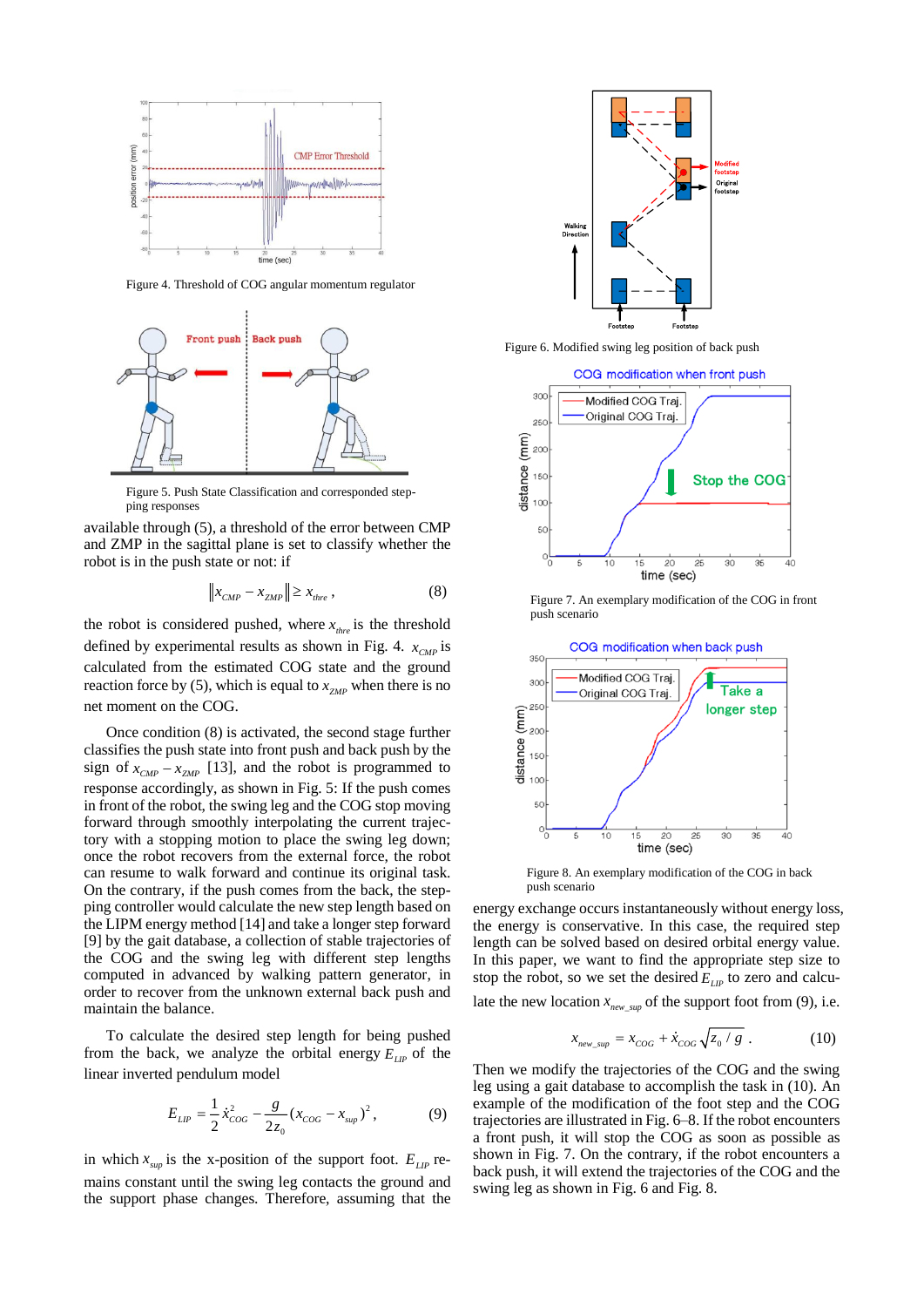Figure 4. Threshold of COG angular momentum regulator

Figure 5. Push State Classification and corresponded stepping responses

available through (5), a threshold of the error between CMP and ZMP in the sagittal plane is set to classify whether the robot is in the push state or not: if

$$\|x_{CMP} - x_{ZMP}\| \geq x_{thre}\,, \tag{8}$$

the robot is considered pushed, where $x_{thre}$ is the threshold defined by experimental results as shown in Fig. 4. $x_{CMP}$ is calculated from the estimated COG state and the ground reaction force by (5), which is equal to $x_{ZMP}$ when there is no net moment on the COG.

Once condition (8) is activated, the second stage further classifies the push state into front push and back push by the sign of $x_{CMP} - x_{ZMP}$ [13], and the robot is programmed to response accordingly, as shown in Fig. 5: If the push comes in front of the robot, the swing leg and the COG stop moving forward through smoothly interpolating the current trajectory with a stopping motion to place the swing leg down; once the robot recovers from the external force, the robot can resume to walk forward and continue its original task. On the contrary, if the push comes from the back, the stepping controller would calculate the new step length based on the LIPM energy method [14] and take a longer step forward [9] by the gait database, a collection of stable trajectories of the COG and the swing leg with different step lengths computed in advanced by walking pattern generator, in order to recover from the unknown external back push and maintain the balance.

To calculate the desired step length for being pushed from the back, we analyze the orbital energy $E_{LIP}$ of the linear inverted pendulum model

$$E_{LIP} = \frac{1}{2}\dot{x}_{COG}^2 - \frac{g}{2z_0}(x_{COG} - x_{sup})^2\,, \tag{9}$$

in which $x_{sup}$ is the x-position of the support foot. $E_{LIP}$ remains constant until the swing leg contacts the ground and the support phase changes. Therefore, assuming that the energy exchange occurs instantaneously without energy loss, the energy is conservative. In this case, the required step length can be solved based on desired orbital energy value. In this paper, we want to find the appropriate step size to stop the robot, so we set the desired $E_{LIP}$ to zero and calculate the new location $x_{new\_sup}$ of the support foot from (9), i.e.

$$x_{new\_sup} = x_{COG} + \dot{x}_{COG}\sqrt{z_0 / g}\,. \tag{10}$$

Then we modify the trajectories of the COG and the swing leg using a gait database to accomplish the task in (10). An example of the modification of the foot step and the COG trajectories are illustrated in Fig. 6–8. If the robot encounters a front push, it will stop the COG as soon as possible as shown in Fig. 7. On the contrary, if the robot encounters a back push, it will extend the trajectories of the COG and the swing leg as shown in Fig. 6 and Fig. 8.

Figure 6. Modified swing leg position of back push

Figure 7. An exemplary modification of the COG in front push scenario

Figure 8. An exemplary modification of the COG in back push scenario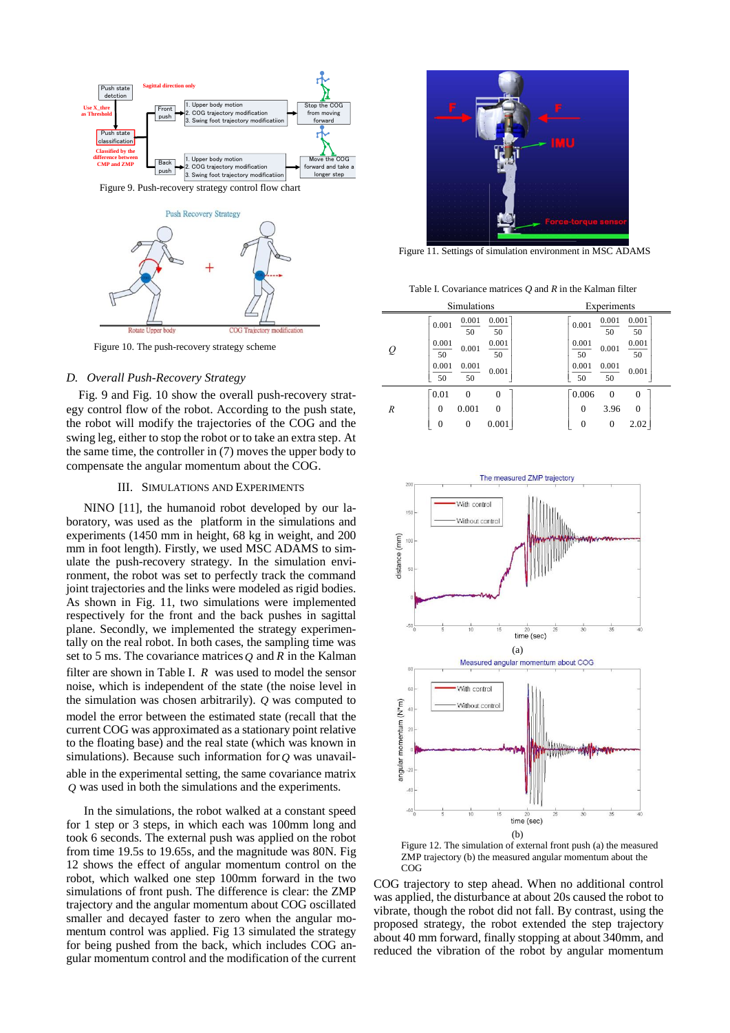Figure 9. Push-recovery strategy control flow chart

Figure 10. The push-recovery strategy scheme

### D. Overall Push-Recovery Strategy

Fig. 9 and Fig. 10 show the overall push-recovery strategy control flow of the robot. According to the push state, the robot will modify the trajectories of the COG and the swing leg, either to stop the robot or to take an extra step. At the same time, the controller in (7) moves the upper body to compensate the angular momentum about the COG.

## III. Simulations and Experiments

NINO [11], the humanoid robot developed by our laboratory, was used as the platform in the simulations and experiments (1450 mm in height, 68 kg in weight, and 200 mm in foot length). Firstly, we used MSC ADAMS to simulate the push-recovery strategy. In the simulation environment, the robot was set to perfectly track the command joint trajectories and the links were modeled as rigid bodies. As shown in Fig. 11, two simulations were implemented respectively for the front and the back pushes in sagittal plane. Secondly, we implemented the strategy experimentally on the real robot. In both cases, the sampling time was set to 5 ms. The covariance matrices $Q$ and $R$ in the Kalman filter are shown in Table I. $R$ was used to model the sensor noise, which is independent of the state (the noise level in the simulation was chosen arbitrarily). $Q$ was computed to model the error between the estimated state (recall that the current COG was approximated as a stationary point relative to the floating base) and the real state (which was known in simulations). Because such information for $Q$ was unavailable in the experimental setting, the same covariance matrix $Q$ was used in both the simulations and the experiments.

In the simulations, the robot walked at a constant speed for 1 step or 3 steps, in which each was 100mm long and took 6 seconds. The external push was applied on the robot from time 19.5s to 19.65s, and the magnitude was 80N. Fig 12 shows the effect of angular momentum control on the robot, which walked one step 100mm forward in the two simulations of front push. The difference is clear: the ZMP trajectory and the angular momentum about COG oscillated smaller and decayed faster to zero when the angular momentum control was applied. Fig 13 simulated the strategy for being pushed from the back, which includes COG angular momentum control and the modification of the current

Figure 11. Settings of simulation environment in MSC ADAMS

Table I. Covariance matrices $Q$ and $R$ in the Kalman filter

| | Simulations | Experiments |
|---|---|---|
| $Q$ | $\begin{bmatrix} 0.001 & \frac{0.001}{50} & \frac{0.001}{50} \\ \frac{0.001}{50} & 0.001 & \frac{0.001}{50} \\ \frac{0.001}{50} & \frac{0.001}{50} & 0.001 \end{bmatrix}$ | $\begin{bmatrix} 0.001 & \frac{0.001}{50} & \frac{0.001}{50} \\ \frac{0.001}{50} & 0.001 & \frac{0.001}{50} \\ \frac{0.001}{50} & \frac{0.001}{50} & 0.001 \end{bmatrix}$ |
| $R$ | $\begin{bmatrix} 0.01 & 0 & 0 \\ 0 & 0.001 & 0 \\ 0 & 0 & 0.001 \end{bmatrix}$ | $\begin{bmatrix} 0.006 & 0 & 0 \\ 0 & 3.96 & 0 \\ 0 & 0 & 2.02 \end{bmatrix}$ |

Figure 12. The simulation of external front push (a) the measured ZMP trajectory (b) the measured angular momentum about the COG

COG trajectory to step ahead. When no additional control was applied, the disturbance at about 20s caused the robot to vibrate, though the robot did not fall. By contrast, using the proposed strategy, the robot extended the step trajectory about 40 mm forward, finally stopping at about 340mm, and reduced the vibration of the robot by angular momentum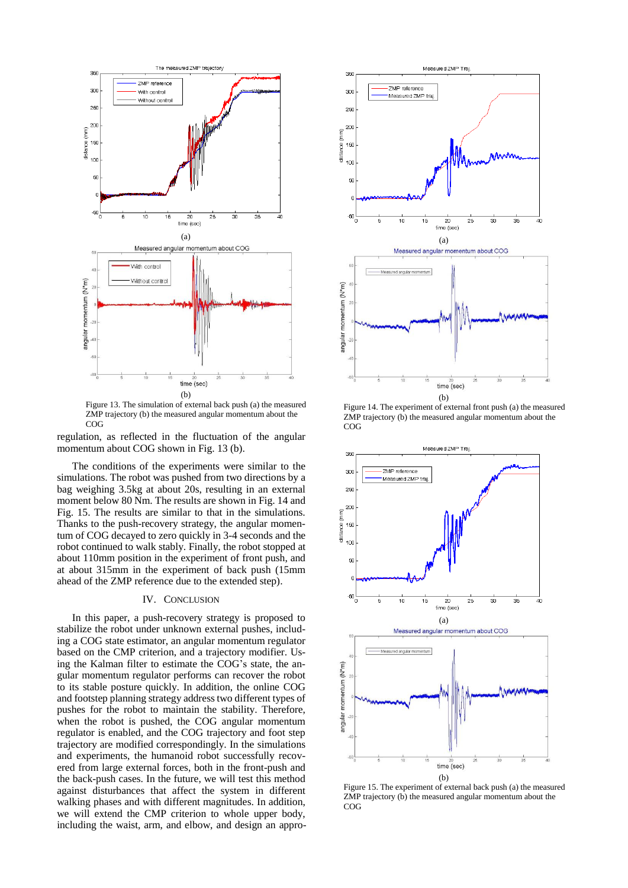Figure 13. The simulation of external back push (a) the measured ZMP trajectory (b) the measured angular momentum about the COG

regulation, as reflected in the fluctuation of the angular momentum about COG shown in Fig. 13 (b).

The conditions of the experiments were similar to the simulations. The robot was pushed from two directions by a bag weighing 3.5kg at about 20s, resulting in an external moment below 80 Nm. The results are shown in Fig. 14 and Fig. 15. The results are similar to that in the simulations. Thanks to the push-recovery strategy, the angular momentum of COG decayed to zero quickly in 3-4 seconds and the robot continued to walk stably. Finally, the robot stopped at about 110mm position in the experiment of front push, and at about 315mm in the experiment of back push (15mm ahead of the ZMP reference due to the extended step).

## IV. Conclusion

In this paper, a push-recovery strategy is proposed to stabilize the robot under unknown external pushes, including a COG state estimator, an angular momentum regulator based on the CMP criterion, and a trajectory modifier. Using the Kalman filter to estimate the COG's state, the angular momentum regulator performs can recover the robot to its stable posture quickly. In addition, the online COG and footstep planning strategy address two different types of pushes for the robot to maintain the stability. Therefore, when the robot is pushed, the COG angular momentum regulator is enabled, and the COG trajectory and foot step trajectory are modified correspondingly. In the simulations and experiments, the humanoid robot successfully recovered from large external forces, both in the front-push and the back-push cases. In the future, we will test this method against disturbances that affect the system in different walking phases and with different magnitudes. In addition, we will extend the CMP criterion to whole upper body, including the waist, arm, and elbow, and design an appro-

Figure 14. The experiment of external front push (a) the measured ZMP trajectory (b) the measured angular momentum about the COG

Figure 15. The experiment of external back push (a) the measured ZMP trajectory (b) the measured angular momentum about the COG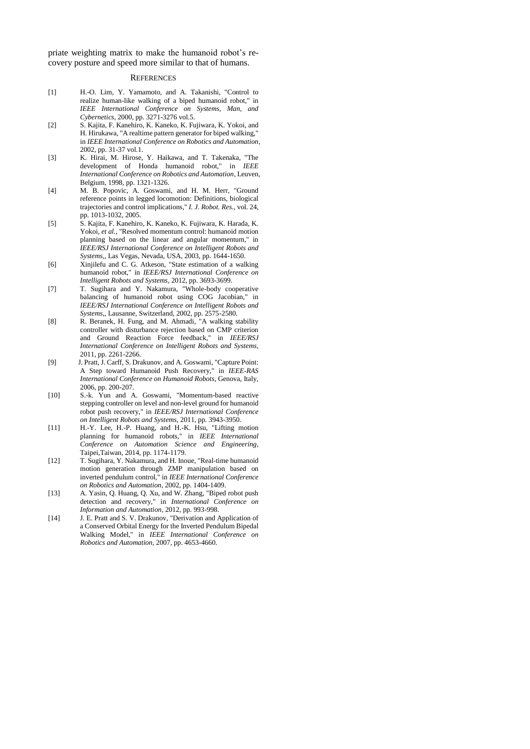priate weighting matrix to make the humanoid robot's recovery posture and speed more similar to that of humans.

## REFERENCES

[1] H.-O. Lim, Y. Yamamoto, and A. Takanishi, "Control to realize human-like walking of a biped humanoid robot," in *IEEE International Conference on Systems, Man, and Cybernetics*, 2000, pp. 3271-3276 vol.5.

[2] S. Kajita, F. Kanehiro, K. Kaneko, K. Fujiwara, K. Yokoi, and H. Hirukawa, "A realtime pattern generator for biped walking," in *IEEE International Conference on Robotics and Automation*, 2002, pp. 31-37 vol.1.

[3] K. Hirai, M. Hirose, Y. Haikawa, and T. Takenaka, "The development of Honda humanoid robot," in *IEEE International Conference on Robotics and Automation*, Leuven, Belgium, 1998, pp. 1321-1326.

[4] M. B. Popovic, A. Goswami, and H. M. Herr, "Ground reference points in legged locomotion: Definitions, biological trajectories and control implications," *I. J. Robot. Res.*, vol. 24, pp. 1013-1032, 2005.

[5] S. Kajita, F. Kanehiro, K. Kaneko, K. Fujiwara, K. Harada, K. Yokoi, *et al.*, "Resolved momentum control: humanoid motion planning based on the linear and angular momentum," in *IEEE/RSJ International Conference on Intelligent Robots and Systems*,, Las Vegas, Nevada, USA, 2003, pp. 1644-1650.

[6] Xinjilefu and C. G. Atkeson, "State estimation of a walking humanoid robot," in *IEEE/RSJ International Conference on Intelligent Robots and Systems*, 2012, pp. 3693-3699.

[7] T. Sugihara and Y. Nakamura, "Whole-body cooperative balancing of humanoid robot using COG Jacobian," in *IEEE/RSJ International Conference on Intelligent Robots and Systems*,, Lausanne, Switzerland, 2002, pp. 2575-2580.

[8] R. Beranek, H. Fung, and M. Ahmadi, "A walking stability controller with disturbance rejection based on CMP criterion and Ground Reaction Force feedback," in *IEEE/RSJ International Conference on Intelligent Robots and Systems*, 2011, pp. 2261-2266.

[9] J. Pratt, J. Carff, S. Drakunov, and A. Goswami, "Capture Point: A Step toward Humanoid Push Recovery," in *IEEE-RAS International Conference on Humanoid Robots*, Genova, Italy, 2006, pp. 200-207.

[10] S.-k. Yun and A. Goswami, "Momentum-based reactive stepping controller on level and non-level ground for humanoid robot push recovery," in *IEEE/RSJ International Conference on Intelligent Robots and Systems*, 2011, pp. 3943-3950.

[11] H.-Y. Lee, H.-P. Huang, and H.-K. Hsu, "Lifting motion planning for humanoid robots," in *IEEE International Conference on Automation Science and Engineering*, Taipei,Taiwan, 2014, pp. 1174-1179.

[12] T. Sugihara, Y. Nakamura, and H. Inoue, "Real-time humanoid motion generation through ZMP manipulation based on inverted pendulum control," in *IEEE International Conference on Robotics and Automation*, 2002, pp. 1404-1409.

[13] A. Yasin, Q. Huang, Q. Xu, and W. Zhang, "Biped robot push detection and recovery," in *International Conference on Information and Automation*, 2012, pp. 993-998.

[14] J. E. Pratt and S. V. Drakunov, "Derivation and Application of a Conserved Orbital Energy for the Inverted Pendulum Bipedal Walking Model," in *IEEE International Conference on Robotics and Automation*, 2007, pp. 4653-4660.